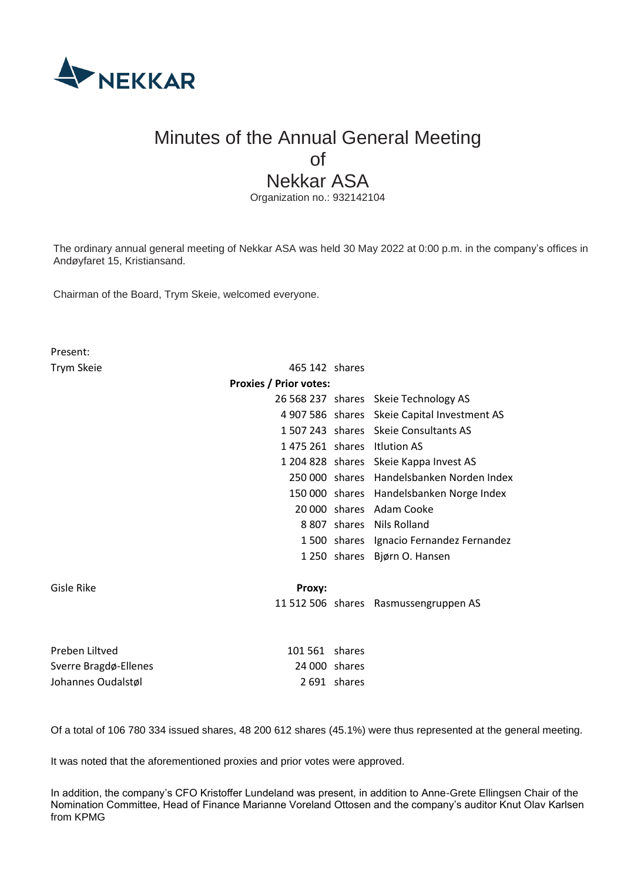NEKKAR

# Minutes of the Annual General Meeting of Nekkar ASA

Organization no.: 932142104

The ordinary annual general meeting of Nekkar ASA was held 30 May 2022 at 0:00 p.m. in the company's offices in Andøyfaret 15, Kristiansand.

Chairman of the Board, Trym Skeie, welcomed everyone.

Present:

| | | | |
|---|---|---|---|
| Trym Skeie | 465 142 | shares | |
| | **Proxies / Prior votes:** | | |
| | 26 568 237 | shares | Skeie Technology AS |
| | 4 907 586 | shares | Skeie Capital Investment AS |
| | 1 507 243 | shares | Skeie Consultants AS |
| | 1 475 261 | shares | Itlution AS |
| | 1 204 828 | shares | Skeie Kappa Invest AS |
| | 250 000 | shares | Handelsbanken Norden Index |
| | 150 000 | shares | Handelsbanken Norge Index |
| | 20 000 | shares | Adam Cooke |
| | 8 807 | shares | Nils Rolland |
| | 1 500 | shares | Ignacio Fernandez Fernandez |
| | 1 250 | shares | Bjørn O. Hansen |
| Gisle Rike | **Proxy:** | | |
| | 11 512 506 | shares | Rasmussengruppen AS |
| Preben Liltved | 101 561 | shares | |
| Sverre Bragdø-Ellenes | 24 000 | shares | |
| Johannes Oudalstøl | 2 691 | shares | |

Of a total of 106 780 334 issued shares, 48 200 612 shares (45.1%) were thus represented at the general meeting.

It was noted that the aforementioned proxies and prior votes were approved.

In addition, the company's CFO Kristoffer Lundeland was present, in addition to Anne-Grete Ellingsen Chair of the Nomination Committee, Head of Finance Marianne Voreland Ottosen and the company's auditor Knut Olav Karlsen from KPMG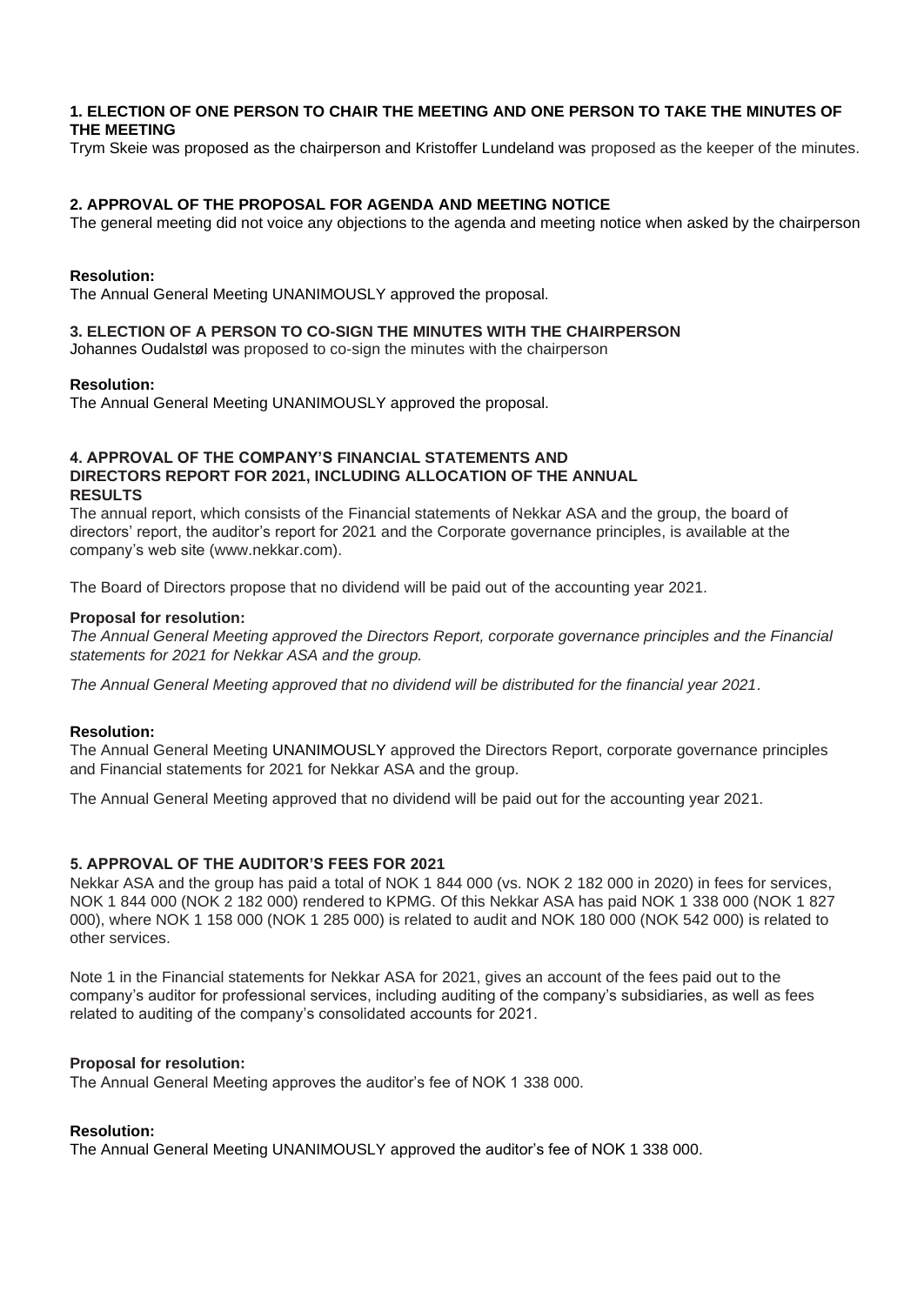### 1. ELECTION OF ONE PERSON TO CHAIR THE MEETING AND ONE PERSON TO TAKE THE MINUTES OF THE MEETING

Trym Skeie was proposed as the chairperson and Kristoffer Lundeland was proposed as the keeper of the minutes.

### 2. APPROVAL OF THE PROPOSAL FOR AGENDA AND MEETING NOTICE

The general meeting did not voice any objections to the agenda and meeting notice when asked by the chairperson

**Resolution:**

The Annual General Meeting UNANIMOUSLY approved the proposal.

### 3. ELECTION OF A PERSON TO CO-SIGN THE MINUTES WITH THE CHAIRPERSON

Johannes Oudalstøl was proposed to co-sign the minutes with the chairperson

**Resolution:**

The Annual General Meeting UNANIMOUSLY approved the proposal.

### 4. APPROVAL OF THE COMPANY'S FINANCIAL STATEMENTS AND DIRECTORS REPORT FOR 2021, INCLUDING ALLOCATION OF THE ANNUAL RESULTS

The annual report, which consists of the Financial statements of Nekkar ASA and the group, the board of directors' report, the auditor's report for 2021 and the Corporate governance principles, is available at the company's web site (www.nekkar.com).

The Board of Directors propose that no dividend will be paid out of the accounting year 2021.

**Proposal for resolution:**

*The Annual General Meeting approved the Directors Report, corporate governance principles and the Financial statements for 2021 for Nekkar ASA and the group.*

*The Annual General Meeting approved that no dividend will be distributed for the financial year 2021*.

**Resolution:**

The Annual General Meeting UNANIMOUSLY approved the Directors Report, corporate governance principles and Financial statements for 2021 for Nekkar ASA and the group.

The Annual General Meeting approved that no dividend will be paid out for the accounting year 2021.

### 5. APPROVAL OF THE AUDITOR'S FEES FOR 2021

Nekkar ASA and the group has paid a total of NOK 1 844 000 (vs. NOK 2 182 000 in 2020) in fees for services, NOK 1 844 000 (NOK 2 182 000) rendered to KPMG. Of this Nekkar ASA has paid NOK 1 338 000 (NOK 1 827 000), where NOK 1 158 000 (NOK 1 285 000) is related to audit and NOK 180 000 (NOK 542 000) is related to other services.

Note 1 in the Financial statements for Nekkar ASA for 2021, gives an account of the fees paid out to the company's auditor for professional services, including auditing of the company's subsidiaries, as well as fees related to auditing of the company's consolidated accounts for 2021.

**Proposal for resolution:**

The Annual General Meeting approves the auditor's fee of NOK 1 338 000.

**Resolution:**

The Annual General Meeting UNANIMOUSLY approved the auditor's fee of NOK 1 338 000.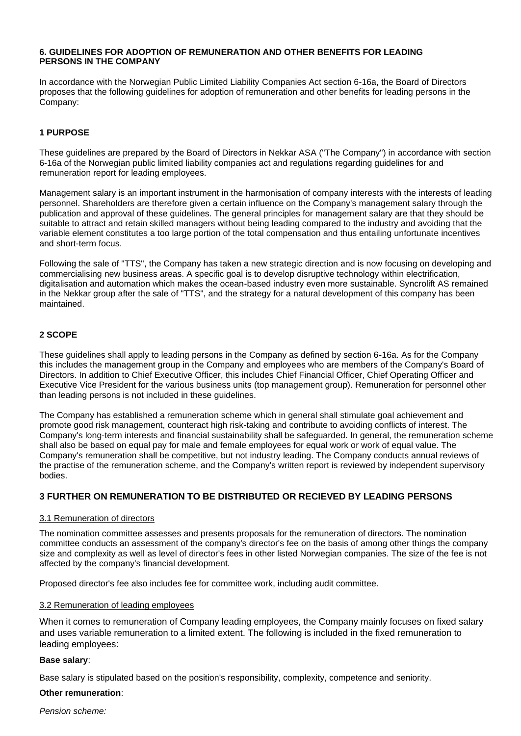## 6. GUIDELINES FOR ADOPTION OF REMUNERATION AND OTHER BENEFITS FOR LEADING PERSONS IN THE COMPANY

In accordance with the Norwegian Public Limited Liability Companies Act section 6-16a, the Board of Directors proposes that the following guidelines for adoption of remuneration and other benefits for leading persons in the Company:

### 1 PURPOSE

These guidelines are prepared by the Board of Directors in Nekkar ASA ("The Company") in accordance with section 6-16a of the Norwegian public limited liability companies act and regulations regarding guidelines for and remuneration report for leading employees.

Management salary is an important instrument in the harmonisation of company interests with the interests of leading personnel. Shareholders are therefore given a certain influence on the Company's management salary through the publication and approval of these guidelines. The general principles for management salary are that they should be suitable to attract and retain skilled managers without being leading compared to the industry and avoiding that the variable element constitutes a too large portion of the total compensation and thus entailing unfortunate incentives and short-term focus.

Following the sale of "TTS", the Company has taken a new strategic direction and is now focusing on developing and commercialising new business areas. A specific goal is to develop disruptive technology within electrification, digitalisation and automation which makes the ocean-based industry even more sustainable. Syncrolift AS remained in the Nekkar group after the sale of "TTS", and the strategy for a natural development of this company has been maintained.

### 2 SCOPE

These guidelines shall apply to leading persons in the Company as defined by section 6-16a. As for the Company this includes the management group in the Company and employees who are members of the Company's Board of Directors. In addition to Chief Executive Officer, this includes Chief Financial Officer, Chief Operating Officer and Executive Vice President for the various business units (top management group). Remuneration for personnel other than leading persons is not included in these guidelines.

The Company has established a remuneration scheme which in general shall stimulate goal achievement and promote good risk management, counteract high risk-taking and contribute to avoiding conflicts of interest. The Company's long-term interests and financial sustainability shall be safeguarded. In general, the remuneration scheme shall also be based on equal pay for male and female employees for equal work or work of equal value. The Company's remuneration shall be competitive, but not industry leading. The Company conducts annual reviews of the practise of the remuneration scheme, and the Company's written report is reviewed by independent supervisory bodies.

### 3 FURTHER ON REMUNERATION TO BE DISTRIBUTED OR RECIEVED BY LEADING PERSONS

#### 3.1 Remuneration of directors

The nomination committee assesses and presents proposals for the remuneration of directors. The nomination committee conducts an assessment of the company's director's fee on the basis of among other things the company size and complexity as well as level of director's fees in other listed Norwegian companies. The size of the fee is not affected by the company's financial development.

Proposed director's fee also includes fee for committee work, including audit committee.

#### 3.2 Remuneration of leading employees

When it comes to remuneration of Company leading employees, the Company mainly focuses on fixed salary and uses variable remuneration to a limited extent. The following is included in the fixed remuneration to leading employees:

**Base salary**:

Base salary is stipulated based on the position's responsibility, complexity, competence and seniority.

**Other remuneration**:

*Pension scheme:*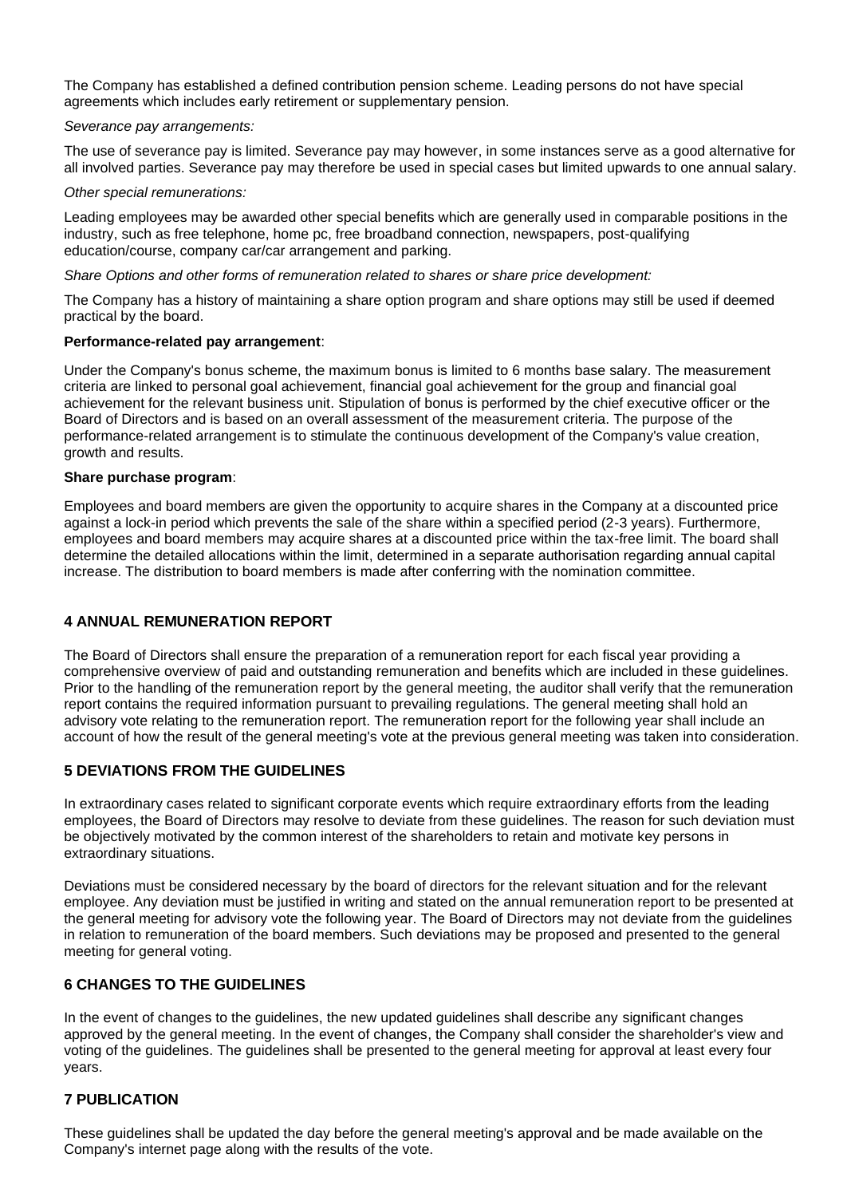The Company has established a defined contribution pension scheme. Leading persons do not have special agreements which includes early retirement or supplementary pension.

*Severance pay arrangements:*

The use of severance pay is limited. Severance pay may however, in some instances serve as a good alternative for all involved parties. Severance pay may therefore be used in special cases but limited upwards to one annual salary.

*Other special remunerations:*

Leading employees may be awarded other special benefits which are generally used in comparable positions in the industry, such as free telephone, home pc, free broadband connection, newspapers, post-qualifying education/course, company car/car arrangement and parking.

*Share Options and other forms of remuneration related to shares or share price development:*

The Company has a history of maintaining a share option program and share options may still be used if deemed practical by the board.

**Performance-related pay arrangement**:

Under the Company's bonus scheme, the maximum bonus is limited to 6 months base salary. The measurement criteria are linked to personal goal achievement, financial goal achievement for the group and financial goal achievement for the relevant business unit. Stipulation of bonus is performed by the chief executive officer or the Board of Directors and is based on an overall assessment of the measurement criteria. The purpose of the performance-related arrangement is to stimulate the continuous development of the Company's value creation, growth and results.

**Share purchase program**:

Employees and board members are given the opportunity to acquire shares in the Company at a discounted price against a lock-in period which prevents the sale of the share within a specified period (2-3 years). Furthermore, employees and board members may acquire shares at a discounted price within the tax-free limit. The board shall determine the detailed allocations within the limit, determined in a separate authorisation regarding annual capital increase. The distribution to board members is made after conferring with the nomination committee.

## 4 ANNUAL REMUNERATION REPORT

The Board of Directors shall ensure the preparation of a remuneration report for each fiscal year providing a comprehensive overview of paid and outstanding remuneration and benefits which are included in these guidelines. Prior to the handling of the remuneration report by the general meeting, the auditor shall verify that the remuneration report contains the required information pursuant to prevailing regulations. The general meeting shall hold an advisory vote relating to the remuneration report. The remuneration report for the following year shall include an account of how the result of the general meeting's vote at the previous general meeting was taken into consideration.

## 5 DEVIATIONS FROM THE GUIDELINES

In extraordinary cases related to significant corporate events which require extraordinary efforts from the leading employees, the Board of Directors may resolve to deviate from these guidelines. The reason for such deviation must be objectively motivated by the common interest of the shareholders to retain and motivate key persons in extraordinary situations.

Deviations must be considered necessary by the board of directors for the relevant situation and for the relevant employee. Any deviation must be justified in writing and stated on the annual remuneration report to be presented at the general meeting for advisory vote the following year. The Board of Directors may not deviate from the guidelines in relation to remuneration of the board members. Such deviations may be proposed and presented to the general meeting for general voting.

## 6 CHANGES TO THE GUIDELINES

In the event of changes to the guidelines, the new updated guidelines shall describe any significant changes approved by the general meeting. In the event of changes, the Company shall consider the shareholder's view and voting of the guidelines. The guidelines shall be presented to the general meeting for approval at least every four years.

## 7 PUBLICATION

These guidelines shall be updated the day before the general meeting's approval and be made available on the Company's internet page along with the results of the vote.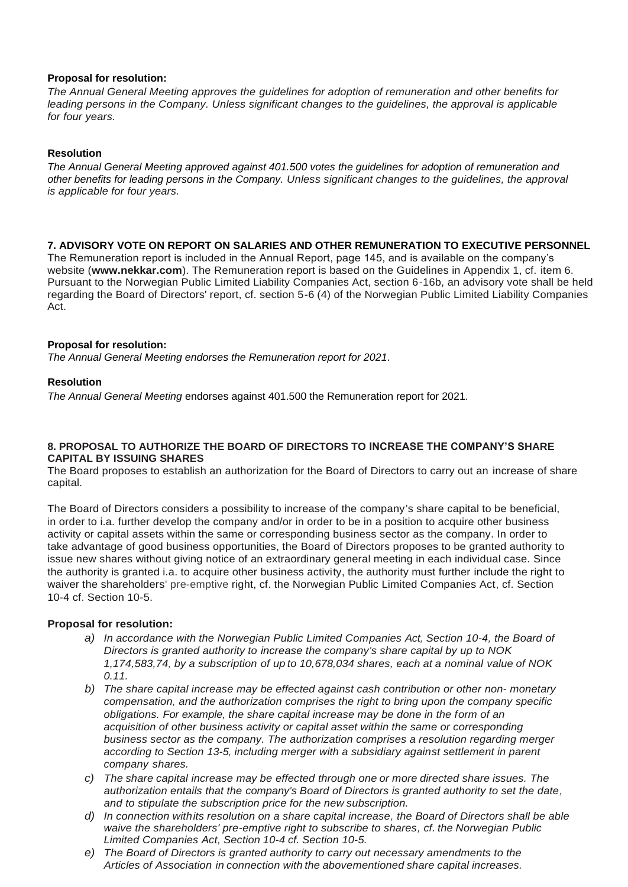**Proposal for resolution:**

*The Annual General Meeting approves the guidelines for adoption of remuneration and other benefits for leading persons in the Company. Unless significant changes to the guidelines, the approval is applicable for four years.*

**Resolution**

*The Annual General Meeting approved against 401.500 votes the guidelines for adoption of remuneration and other benefits for leading persons in the Company. Unless significant changes to the guidelines, the approval is applicable for four years.*

**7. ADVISORY VOTE ON REPORT ON SALARIES AND OTHER REMUNERATION TO EXECUTIVE PERSONNEL**

The Remuneration report is included in the Annual Report, page 145, and is available on the company's website (**www.nekkar.com**). The Remuneration report is based on the Guidelines in Appendix 1, cf. item 6. Pursuant to the Norwegian Public Limited Liability Companies Act, section 6-16b, an advisory vote shall be held regarding the Board of Directors' report, cf. section 5-6 (4) of the Norwegian Public Limited Liability Companies Act.

**Proposal for resolution:**

*The Annual General Meeting endorses the Remuneration report for 2021.*

**Resolution**

*The Annual General Meeting* endorses against 401.500 the Remuneration report for 2021.

**8. PROPOSAL TO AUTHORIZE THE BOARD OF DIRECTORS TO INCREASE THE COMPANY'S SHARE CAPITAL BY ISSUING SHARES**

The Board proposes to establish an authorization for the Board of Directors to carry out an increase of share capital.

The Board of Directors considers a possibility to increase of the company's share capital to be beneficial, in order to i.a. further develop the company and/or in order to be in a position to acquire other business activity or capital assets within the same or corresponding business sector as the company. In order to take advantage of good business opportunities, the Board of Directors proposes to be granted authority to issue new shares without giving notice of an extraordinary general meeting in each individual case. Since the authority is granted i.a. to acquire other business activity, the authority must further include the right to waiver the shareholders' pre-emptive right, cf. the Norwegian Public Limited Companies Act, cf. Section 10-4 cf. Section 10-5.

**Proposal for resolution:**

a) *In accordance with the Norwegian Public Limited Companies Act, Section 10-4, the Board of Directors is granted authority to increase the company's share capital by up to NOK 1,174,583,74, by a subscription of up to 10,678,034 shares, each at a nominal value of NOK 0.11.*
b) *The share capital increase may be effected against cash contribution or other non- monetary compensation, and the authorization comprises the right to bring upon the company specific obligations. For example, the share capital increase may be done in the form of an acquisition of other business activity or capital asset within the same or corresponding business sector as the company. The authorization comprises a resolution regarding merger according to Section 13-5, including merger with a subsidiary against settlement in parent company shares.*
c) *The share capital increase may be effected through one or more directed share issues. The authorization entails that the company's Board of Directors is granted authority to set the date, and to stipulate the subscription price for the new subscription.*
d) *In connection withits resolution on a share capital increase, the Board of Directors shall be able waive the shareholders' pre-emptive right to subscribe to shares, cf. the Norwegian Public Limited Companies Act, Section 10-4 cf. Section 10-5.*
e) *The Board of Directors is granted authority to carry out necessary amendments to the Articles of Association in connection with the abovementioned share capital increases.*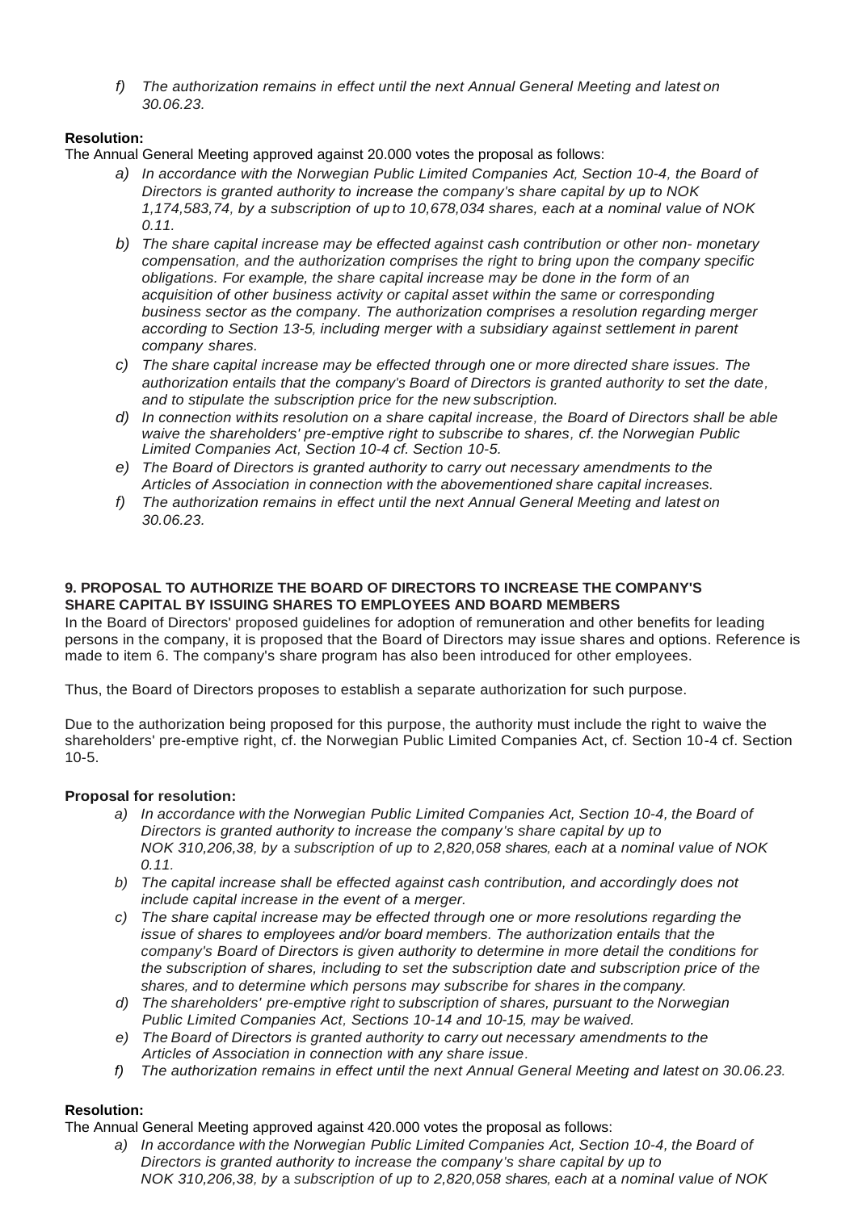*f) The authorization remains in effect until the next Annual General Meeting and latest on 30.06.23.*

**Resolution:**

The Annual General Meeting approved against 20.000 votes the proposal as follows:

*a) In accordance with the Norwegian Public Limited Companies Act, Section 10-4, the Board of Directors is granted authority to increase the company's share capital by up to NOK 1,174,583,74, by a subscription of up to 10,678,034 shares, each at a nominal value of NOK 0.11.*

*b) The share capital increase may be effected against cash contribution or other non- monetary compensation, and the authorization comprises the right to bring upon the company specific obligations. For example, the share capital increase may be done in the form of an acquisition of other business activity or capital asset within the same or corresponding business sector as the company. The authorization comprises a resolution regarding merger according to Section 13-5, including merger with a subsidiary against settlement in parent company shares.*

*c) The share capital increase may be effected through one or more directed share issues. The authorization entails that the company's Board of Directors is granted authority to set the date, and to stipulate the subscription price for the new subscription.*

*d) In connection withits resolution on a share capital increase, the Board of Directors shall be able waive the shareholders' pre-emptive right to subscribe to shares, cf. the Norwegian Public Limited Companies Act, Section 10-4 cf. Section 10-5.*

*e) The Board of Directors is granted authority to carry out necessary amendments to the Articles of Association in connection with the abovementioned share capital increases.*

*f) The authorization remains in effect until the next Annual General Meeting and latest on 30.06.23.*

**9. PROPOSAL TO AUTHORIZE THE BOARD OF DIRECTORS TO INCREASE THE COMPANY'S SHARE CAPITAL BY ISSUING SHARES TO EMPLOYEES AND BOARD MEMBERS**

In the Board of Directors' proposed guidelines for adoption of remuneration and other benefits for leading persons in the company, it is proposed that the Board of Directors may issue shares and options. Reference is made to item 6. The company's share program has also been introduced for other employees.

Thus, the Board of Directors proposes to establish a separate authorization for such purpose.

Due to the authorization being proposed for this purpose, the authority must include the right to waive the shareholders' pre-emptive right, cf. the Norwegian Public Limited Companies Act, cf. Section 10-4 cf. Section 10-5.

**Proposal for resolution:**

*a) In accordance with the Norwegian Public Limited Companies Act, Section 10-4, the Board of Directors is granted authority to increase the company's share capital by up to NOK 310,206,38, by a subscription of up to 2,820,058 shares, each at a nominal value of NOK 0.11.*

*b) The capital increase shall be effected against cash contribution, and accordingly does not include capital increase in the event of a merger.*

*c) The share capital increase may be effected through one or more resolutions regarding the issue of shares to employees and/or board members. The authorization entails that the company's Board of Directors is given authority to determine in more detail the conditions for the subscription of shares, including to set the subscription date and subscription price of the shares, and to determine which persons may subscribe for shares in the company.*

*d) The shareholders' pre-emptive right to subscription of shares, pursuant to the Norwegian Public Limited Companies Act, Sections 10-14 and 10-15, may be waived.*

*e) The Board of Directors is granted authority to carry out necessary amendments to the Articles of Association in connection with any share issue.*

*f) The authorization remains in effect until the next Annual General Meeting and latest on 30.06.23.*

**Resolution:**

The Annual General Meeting approved against 420.000 votes the proposal as follows:

*a) In accordance with the Norwegian Public Limited Companies Act, Section 10-4, the Board of Directors is granted authority to increase the company's share capital by up to NOK 310,206,38, by a subscription of up to 2,820,058 shares, each at a nominal value of NOK*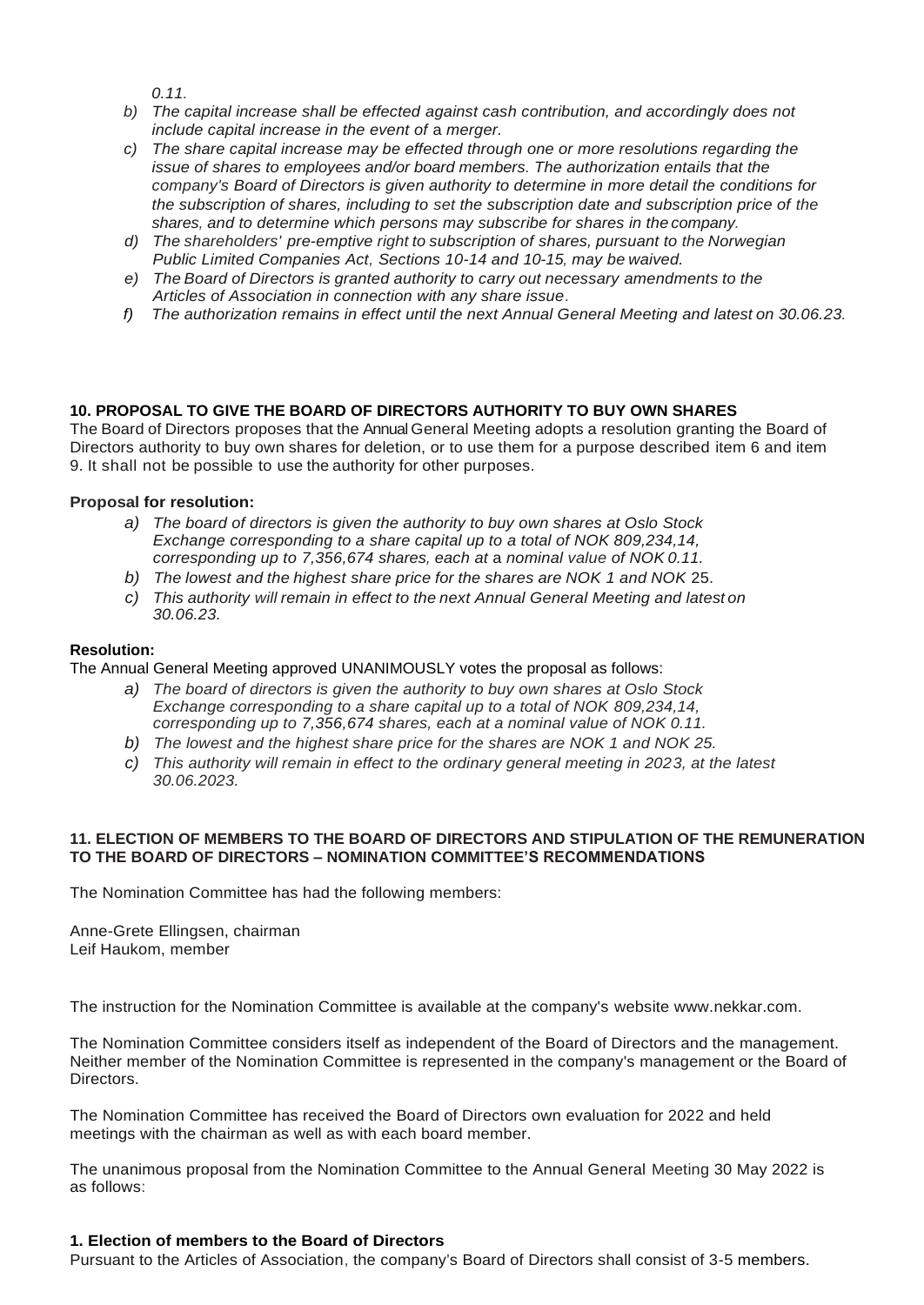*0.11.*

b) *The capital increase shall be effected against cash contribution, and accordingly does not include capital increase in the event of a merger.*
c) *The share capital increase may be effected through one or more resolutions regarding the issue of shares to employees and/or board members. The authorization entails that the company's Board of Directors is given authority to determine in more detail the conditions for the subscription of shares, including to set the subscription date and subscription price of the shares, and to determine which persons may subscribe for shares in the company.*
d) *The shareholders' pre-emptive right to subscription of shares, pursuant to the Norwegian Public Limited Companies Act, Sections 10-14 and 10-15, may be waived.*
e) *The Board of Directors is granted authority to carry out necessary amendments to the Articles of Association in connection with any share issue.*
f) *The authorization remains in effect until the next Annual General Meeting and latest on 30.06.23.*

**10. PROPOSAL TO GIVE THE BOARD OF DIRECTORS AUTHORITY TO BUY OWN SHARES**

The Board of Directors proposes that the Annual General Meeting adopts a resolution granting the Board of Directors authority to buy own shares for deletion, or to use them for a purpose described item 6 and item 9. It shall not be possible to use the authority for other purposes.

**Proposal for resolution:**

a) *The board of directors is given the authority to buy own shares at Oslo Stock Exchange corresponding to a share capital up to a total of NOK 809,234,14, corresponding up to 7,356,674 shares, each at a nominal value of NOK 0.11.*
b) *The lowest and the highest share price for the shares are NOK 1 and NOK 25.*
c) *This authority will remain in effect to the next Annual General Meeting and latest on 30.06.23.*

**Resolution:**

The Annual General Meeting approved UNANIMOUSLY votes the proposal as follows:

a) *The board of directors is given the authority to buy own shares at Oslo Stock Exchange corresponding to a share capital up to a total of NOK 809,234,14, corresponding up to 7,356,674 shares, each at a nominal value of NOK 0.11.*
b) *The lowest and the highest share price for the shares are NOK 1 and NOK 25.*
c) *This authority will remain in effect to the ordinary general meeting in 2023, at the latest 30.06.2023.*

**11. ELECTION OF MEMBERS TO THE BOARD OF DIRECTORS AND STIPULATION OF THE REMUNERATION TO THE BOARD OF DIRECTORS – NOMINATION COMMITTEE'S RECOMMENDATIONS**

The Nomination Committee has had the following members:

Anne-Grete Ellingsen, chairman
Leif Haukom, member

The instruction for the Nomination Committee is available at the company's website www.nekkar.com.

The Nomination Committee considers itself as independent of the Board of Directors and the management. Neither member of the Nomination Committee is represented in the company's management or the Board of Directors.

The Nomination Committee has received the Board of Directors own evaluation for 2022 and held meetings with the chairman as well as with each board member.

The unanimous proposal from the Nomination Committee to the Annual General Meeting 30 May 2022 is as follows:

**1. Election of members to the Board of Directors**

Pursuant to the Articles of Association, the company's Board of Directors shall consist of 3-5 members.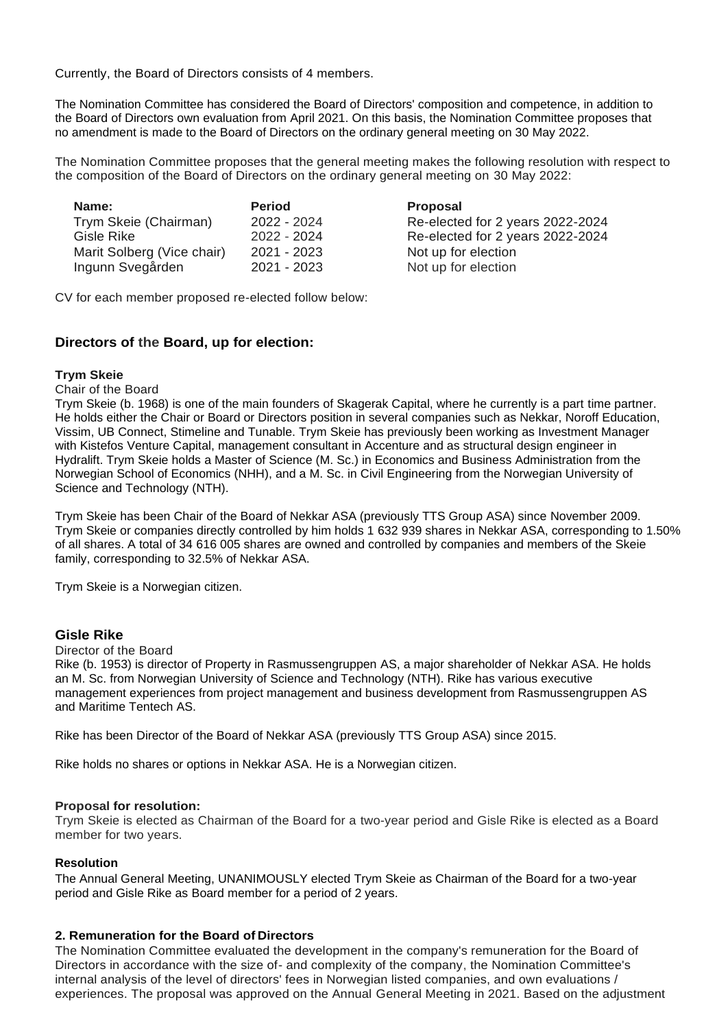Currently, the Board of Directors consists of 4 members.

The Nomination Committee has considered the Board of Directors' composition and competence, in addition to the Board of Directors own evaluation from April 2021. On this basis, the Nomination Committee proposes that no amendment is made to the Board of Directors on the ordinary general meeting on 30 May 2022.

The Nomination Committee proposes that the general meeting makes the following resolution with respect to the composition of the Board of Directors on the ordinary general meeting on 30 May 2022:

| Name: | Period | Proposal |
|---|---|---|
| Trym Skeie (Chairman) | 2022 - 2024 | Re-elected for 2 years 2022-2024 |
| Gisle Rike | 2022 - 2024 | Re-elected for 2 years 2022-2024 |
| Marit Solberg (Vice chair) | 2021 - 2023 | Not up for election |
| Ingunn Svegården | 2021 - 2023 | Not up for election |

CV for each member proposed re-elected follow below:

## Directors of the Board, up for election:

**Trym Skeie**

Chair of the Board

Trym Skeie (b. 1968) is one of the main founders of Skagerak Capital, where he currently is a part time partner. He holds either the Chair or Board or Directors position in several companies such as Nekkar, Noroff Education, Vissim, UB Connect, Stimeline and Tunable. Trym Skeie has previously been working as Investment Manager with Kistefos Venture Capital, management consultant in Accenture and as structural design engineer in Hydralift. Trym Skeie holds a Master of Science (M. Sc.) in Economics and Business Administration from the Norwegian School of Economics (NHH), and a M. Sc. in Civil Engineering from the Norwegian University of Science and Technology (NTH).

Trym Skeie has been Chair of the Board of Nekkar ASA (previously TTS Group ASA) since November 2009. Trym Skeie or companies directly controlled by him holds 1 632 939 shares in Nekkar ASA, corresponding to 1.50% of all shares. A total of 34 616 005 shares are owned and controlled by companies and members of the Skeie family, corresponding to 32.5% of Nekkar ASA.

Trym Skeie is a Norwegian citizen.

### Gisle Rike

Director of the Board

Rike (b. 1953) is director of Property in Rasmussengruppen AS, a major shareholder of Nekkar ASA. He holds an M. Sc. from Norwegian University of Science and Technology (NTH). Rike has various executive management experiences from project management and business development from Rasmussengruppen AS and Maritime Tentech AS.

Rike has been Director of the Board of Nekkar ASA (previously TTS Group ASA) since 2015.

Rike holds no shares or options in Nekkar ASA. He is a Norwegian citizen.

**Proposal for resolution:**

Trym Skeie is elected as Chairman of the Board for a two-year period and Gisle Rike is elected as a Board member for two years.

**Resolution**

The Annual General Meeting, UNANIMOUSLY elected Trym Skeie as Chairman of the Board for a two-year period and Gisle Rike as Board member for a period of 2 years.

**2. Remuneration for the Board of Directors**

The Nomination Committee evaluated the development in the company's remuneration for the Board of Directors in accordance with the size of- and complexity of the company, the Nomination Committee's internal analysis of the level of directors' fees in Norwegian listed companies, and own evaluations / experiences. The proposal was approved on the Annual General Meeting in 2021. Based on the adjustment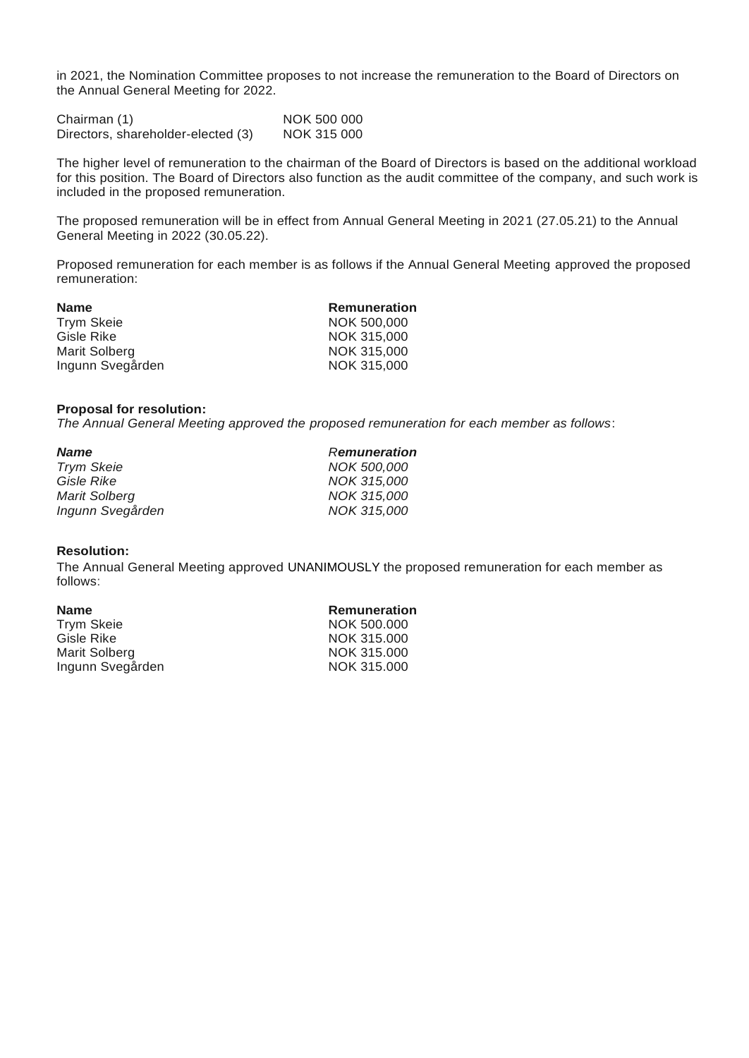in 2021, the Nomination Committee proposes to not increase the remuneration to the Board of Directors on the Annual General Meeting for 2022.

| | |
|---|---|
| Chairman (1) | NOK 500 000 |
| Directors, shareholder-elected (3) | NOK 315 000 |

The higher level of remuneration to the chairman of the Board of Directors is based on the additional workload for this position. The Board of Directors also function as the audit committee of the company, and such work is included in the proposed remuneration.

The proposed remuneration will be in effect from Annual General Meeting in 2021 (27.05.21) to the Annual General Meeting in 2022 (30.05.22).

Proposed remuneration for each member is as follows if the Annual General Meeting approved the proposed remuneration:

| **Name** | **Remuneration** |
|---|---|
| Trym Skeie | NOK 500,000 |
| Gisle Rike | NOK 315,000 |
| Marit Solberg | NOK 315,000 |
| Ingunn Svegården | NOK 315,000 |

**Proposal for resolution:**

*The Annual General Meeting approved the proposed remuneration for each member as follows*:

| ***Name*** | *R**emuneration*** |
|---|---|
| *Trym Skeie* | *NOK 500,000* |
| *Gisle Rike* | *NOK 315,000* |
| *Marit Solberg* | *NOK 315,000* |
| *Ingunn Svegården* | *NOK 315,000* |

**Resolution:**

The Annual General Meeting approved UNANIMOUSLY the proposed remuneration for each member as follows:

| **Name** | **Remuneration** |
|---|---|
| Trym Skeie | NOK 500.000 |
| Gisle Rike | NOK 315.000 |
| Marit Solberg | NOK 315.000 |
| Ingunn Svegården | NOK 315.000 |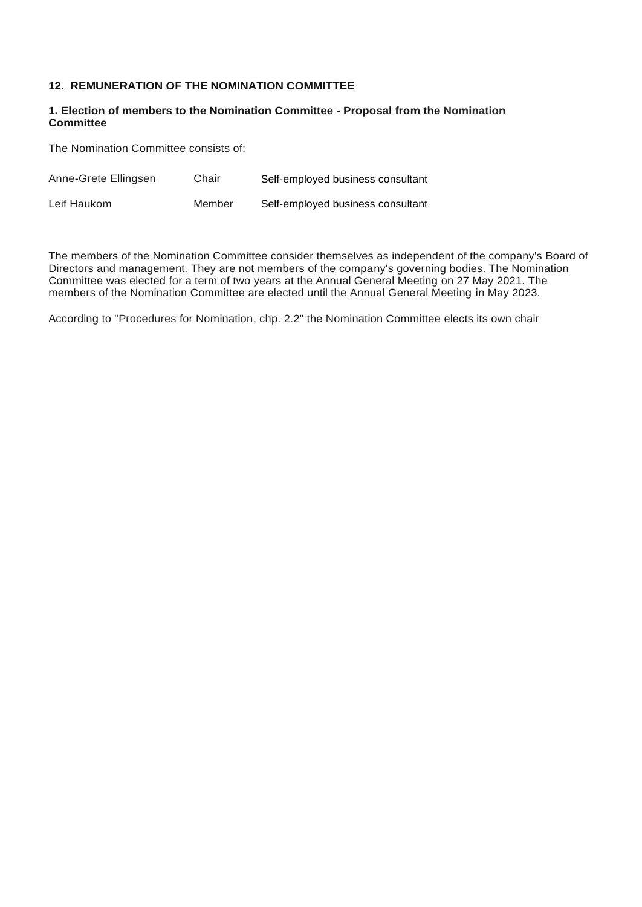## 12. REMUNERATION OF THE NOMINATION COMMITTEE

### 1. Election of members to the Nomination Committee - Proposal from the Nomination Committee

The Nomination Committee consists of:

| | | |
|---|---|---|
| Anne-Grete Ellingsen | Chair | Self-employed business consultant |
| Leif Haukom | Member | Self-employed business consultant |

The members of the Nomination Committee consider themselves as independent of the company's Board of Directors and management. They are not members of the company's governing bodies. The Nomination Committee was elected for a term of two years at the Annual General Meeting on 27 May 2021. The members of the Nomination Committee are elected until the Annual General Meeting in May 2023.

According to "Procedures for Nomination, chp. 2.2" the Nomination Committee elects its own chair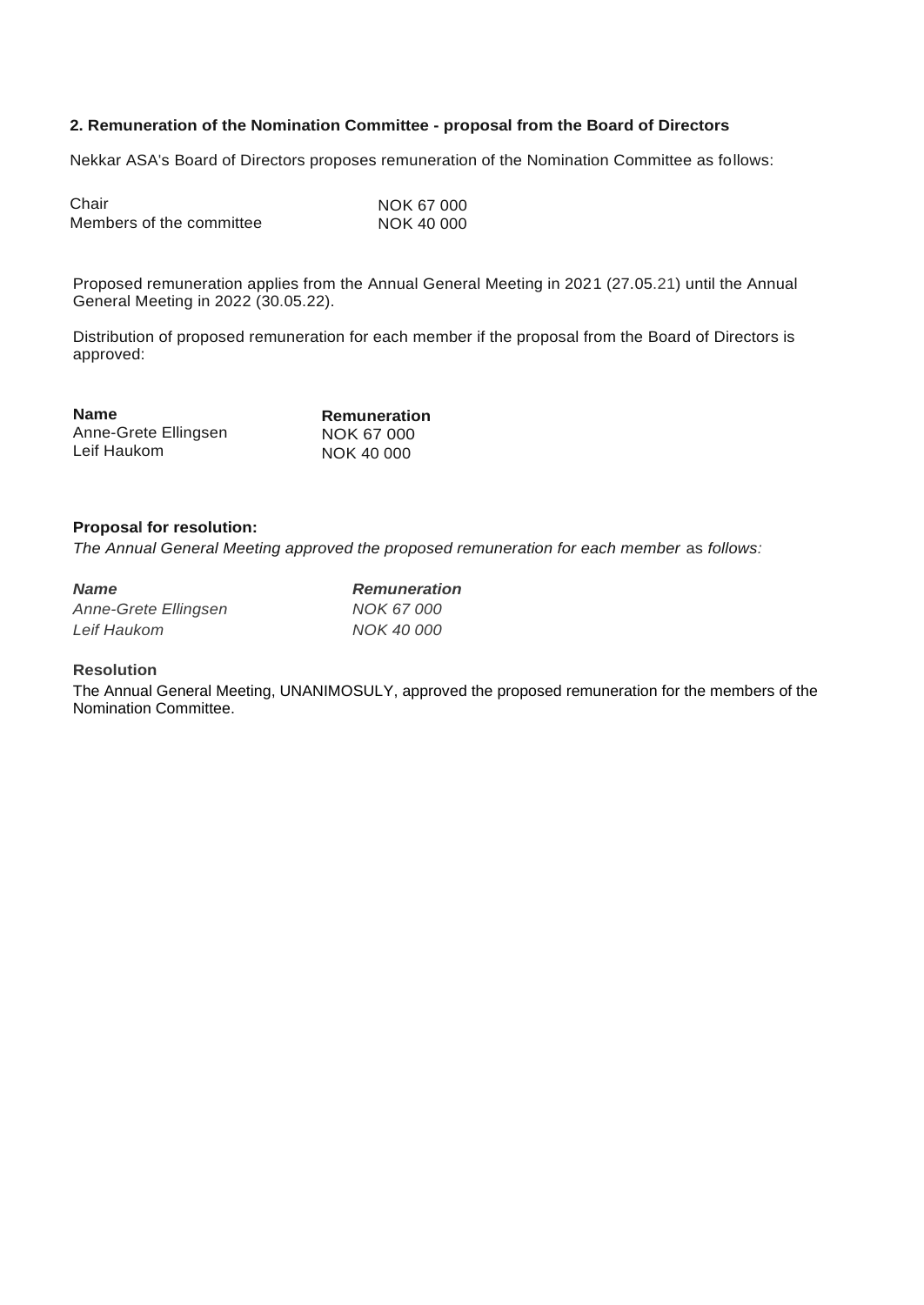### 2. Remuneration of the Nomination Committee - proposal from the Board of Directors

Nekkar ASA's Board of Directors proposes remuneration of the Nomination Committee as follows:

| | |
|---|---|
| Chair | NOK 67 000 |
| Members of the committee | NOK 40 000 |

Proposed remuneration applies from the Annual General Meeting in 2021 (27.05.21) until the Annual General Meeting in 2022 (30.05.22).

Distribution of proposed remuneration for each member if the proposal from the Board of Directors is approved:

| **Name** | **Remuneration** |
|---|---|
| Anne-Grete Ellingsen | NOK 67 000 |
| Leif Haukom | NOK 40 000 |

**Proposal for resolution:**

*The Annual General Meeting approved the proposed remuneration for each member as follows:*

| ***Name*** | ***Remuneration*** |
|---|---|
| *Anne-Grete Ellingsen* | *NOK 67 000* |
| *Leif Haukom* | *NOK 40 000* |

**Resolution**

The Annual General Meeting, UNANIMOSULY, approved the proposed remuneration for the members of the Nomination Committee.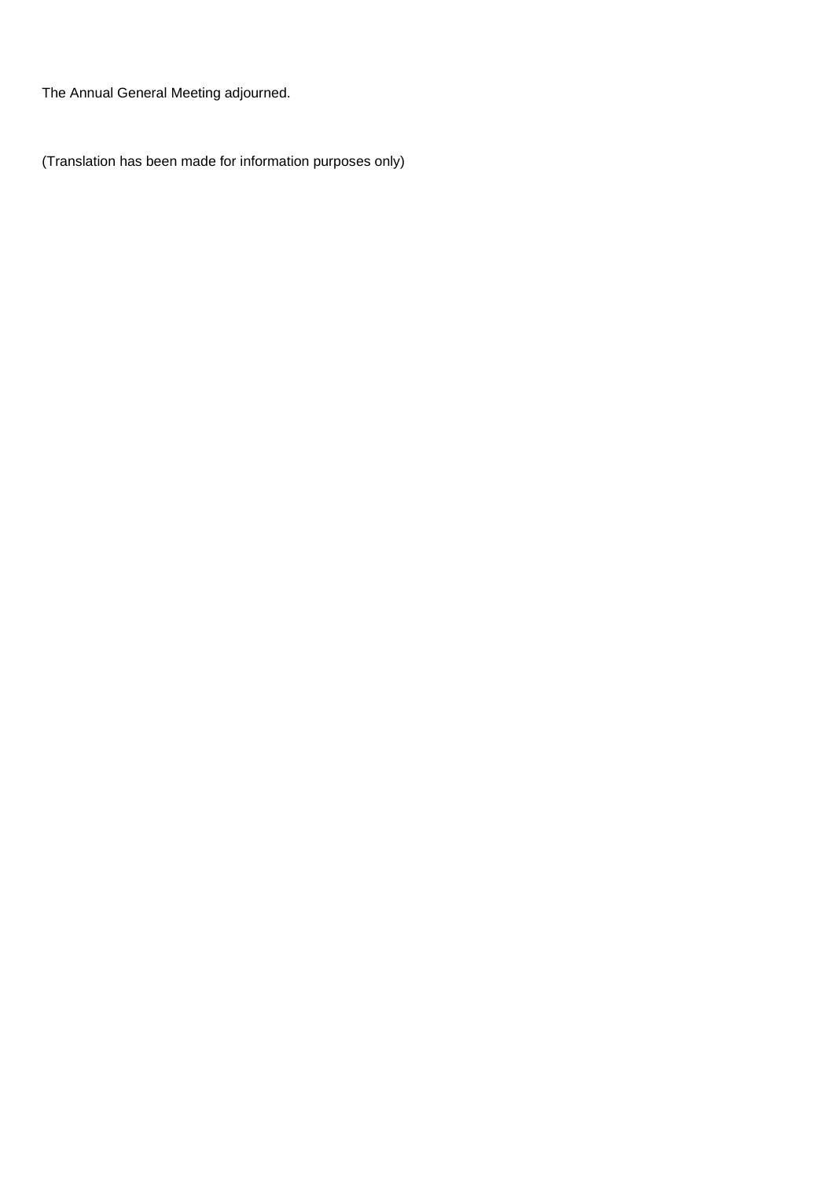The Annual General Meeting adjourned.

(Translation has been made for information purposes only)